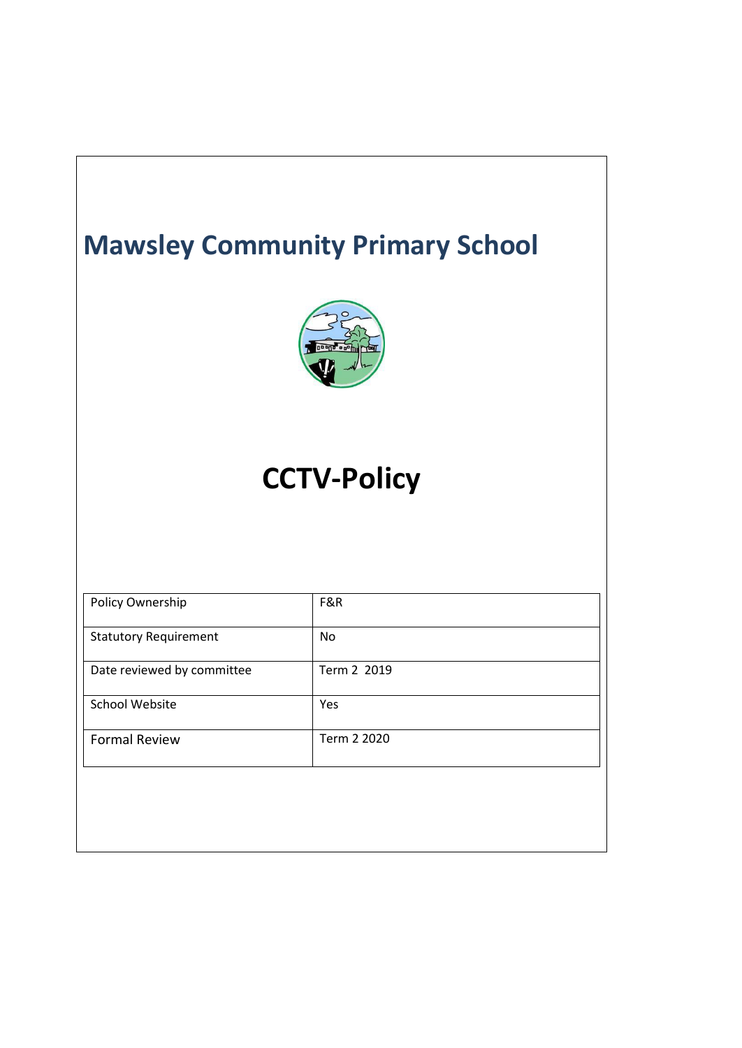# Mawsley Community Primary School

# CCTV-Policy

| Policy Ownership | F&R |
| --- | --- |
| Statutory Requirement | No |
| Date reviewed by committee | Term 2 2019 |
| School Website | Yes |
| Formal Review | Term 2 2020 |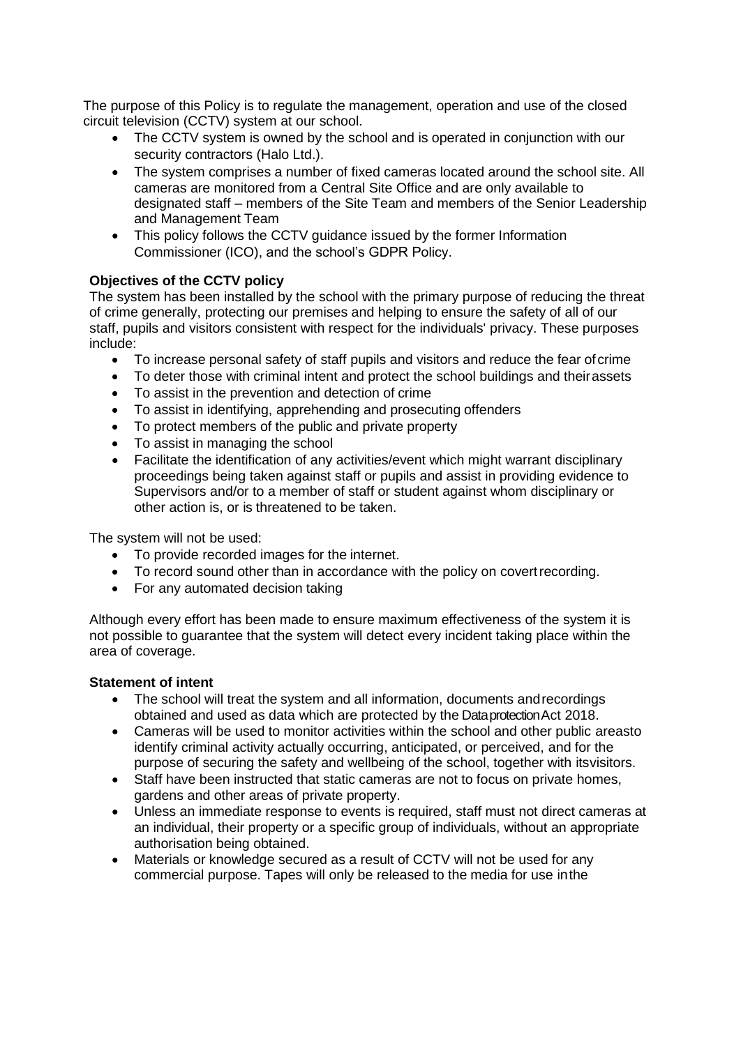The purpose of this Policy is to regulate the management, operation and use of the closed circuit television (CCTV) system at our school.

- The CCTV system is owned by the school and is operated in conjunction with our security contractors (Halo Ltd.).
- The system comprises a number of fixed cameras located around the school site. All cameras are monitored from a Central Site Office and are only available to designated staff – members of the Site Team and members of the Senior Leadership and Management Team
- This policy follows the CCTV guidance issued by the former Information Commissioner (ICO), and the school's GDPR Policy.

**Objectives of the CCTV policy**

The system has been installed by the school with the primary purpose of reducing the threat of crime generally, protecting our premises and helping to ensure the safety of all of our staff, pupils and visitors consistent with respect for the individuals' privacy. These purposes include:

- To increase personal safety of staff pupils and visitors and reduce the fear of crime
- To deter those with criminal intent and protect the school buildings and their assets
- To assist in the prevention and detection of crime
- To assist in identifying, apprehending and prosecuting offenders
- To protect members of the public and private property
- To assist in managing the school
- Facilitate the identification of any activities/event which might warrant disciplinary proceedings being taken against staff or pupils and assist in providing evidence to Supervisors and/or to a member of staff or student against whom disciplinary or other action is, or is threatened to be taken.

The system will not be used:

- To provide recorded images for the internet.
- To record sound other than in accordance with the policy on covert recording.
- For any automated decision taking

Although every effort has been made to ensure maximum effectiveness of the system it is not possible to guarantee that the system will detect every incident taking place within the area of coverage.

**Statement of intent**

- The school will treat the system and all information, documents and recordings obtained and used as data which are protected by the Data protection Act 2018.
- Cameras will be used to monitor activities within the school and other public areas to identify criminal activity actually occurring, anticipated, or perceived, and for the purpose of securing the safety and wellbeing of the school, together with its visitors.
- Staff have been instructed that static cameras are not to focus on private homes, gardens and other areas of private property.
- Unless an immediate response to events is required, staff must not direct cameras at an individual, their property or a specific group of individuals, without an appropriate authorisation being obtained.
- Materials or knowledge secured as a result of CCTV will not be used for any commercial purpose. Tapes will only be released to the media for use in the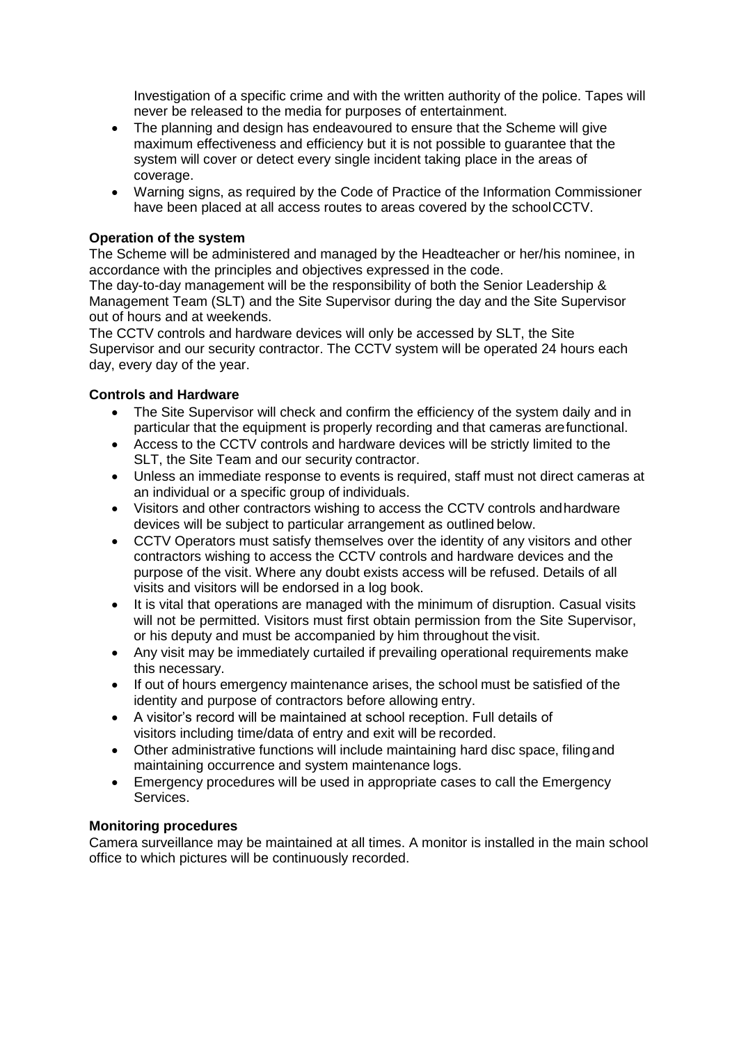Investigation of a specific crime and with the written authority of the police. Tapes will never be released to the media for purposes of entertainment.

- The planning and design has endeavoured to ensure that the Scheme will give maximum effectiveness and efficiency but it is not possible to guarantee that the system will cover or detect every single incident taking place in the areas of coverage.
- Warning signs, as required by the Code of Practice of the Information Commissioner have been placed at all access routes to areas covered by the school CCTV.

**Operation of the system**

The Scheme will be administered and managed by the Headteacher or her/his nominee, in accordance with the principles and objectives expressed in the code.

The day-to-day management will be the responsibility of both the Senior Leadership & Management Team (SLT) and the Site Supervisor during the day and the Site Supervisor out of hours and at weekends.

The CCTV controls and hardware devices will only be accessed by SLT, the Site Supervisor and our security contractor. The CCTV system will be operated 24 hours each day, every day of the year.

**Controls and Hardware**

- The Site Supervisor will check and confirm the efficiency of the system daily and in particular that the equipment is properly recording and that cameras are functional.
- Access to the CCTV controls and hardware devices will be strictly limited to the SLT, the Site Team and our security contractor.
- Unless an immediate response to events is required, staff must not direct cameras at an individual or a specific group of individuals.
- Visitors and other contractors wishing to access the CCTV controls and hardware devices will be subject to particular arrangement as outlined below.
- CCTV Operators must satisfy themselves over the identity of any visitors and other contractors wishing to access the CCTV controls and hardware devices and the purpose of the visit. Where any doubt exists access will be refused. Details of all visits and visitors will be endorsed in a log book.
- It is vital that operations are managed with the minimum of disruption. Casual visits will not be permitted. Visitors must first obtain permission from the Site Supervisor, or his deputy and must be accompanied by him throughout the visit.
- Any visit may be immediately curtailed if prevailing operational requirements make this necessary.
- If out of hours emergency maintenance arises, the school must be satisfied of the identity and purpose of contractors before allowing entry.
- A visitor's record will be maintained at school reception. Full details of visitors including time/data of entry and exit will be recorded.
- Other administrative functions will include maintaining hard disc space, filing and maintaining occurrence and system maintenance logs.
- Emergency procedures will be used in appropriate cases to call the Emergency Services.

**Monitoring procedures**

Camera surveillance may be maintained at all times. A monitor is installed in the main school office to which pictures will be continuously recorded.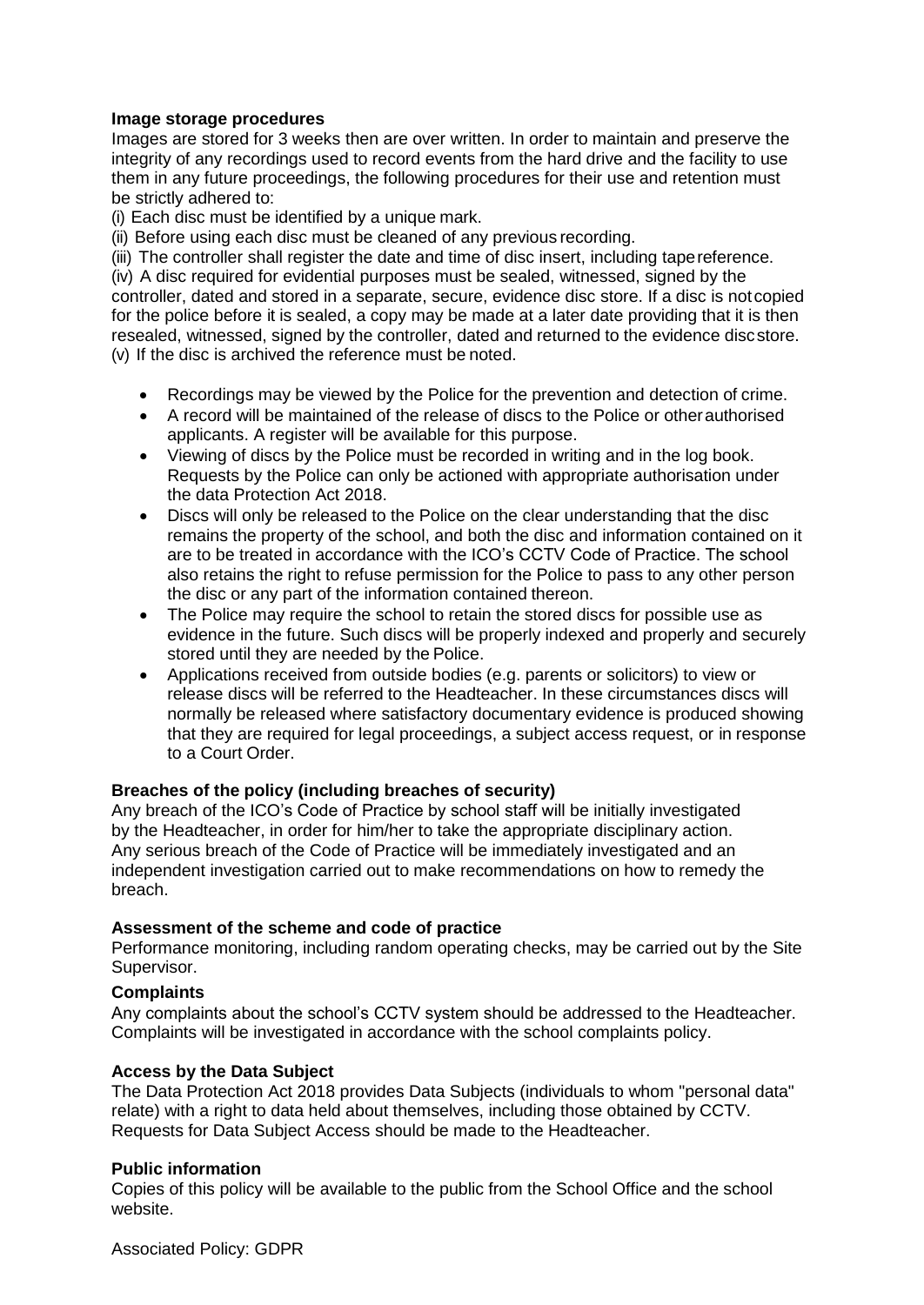**Image storage procedures**

Images are stored for 3 weeks then are over written. In order to maintain and preserve the integrity of any recordings used to record events from the hard drive and the facility to use them in any future proceedings, the following procedures for their use and retention must be strictly adhered to:

(i) Each disc must be identified by a unique mark.
(ii) Before using each disc must be cleaned of any previous recording.
(iii) The controller shall register the date and time of disc insert, including tape reference.
(iv) A disc required for evidential purposes must be sealed, witnessed, signed by the controller, dated and stored in a separate, secure, evidence disc store. If a disc is not copied for the police before it is sealed, a copy may be made at a later date providing that it is then resealed, witnessed, signed by the controller, dated and returned to the evidence disc store.
(v) If the disc is archived the reference must be noted.

- Recordings may be viewed by the Police for the prevention and detection of crime.
- A record will be maintained of the release of discs to the Police or other authorised applicants. A register will be available for this purpose.
- Viewing of discs by the Police must be recorded in writing and in the log book. Requests by the Police can only be actioned with appropriate authorisation under the data Protection Act 2018.
- Discs will only be released to the Police on the clear understanding that the disc remains the property of the school, and both the disc and information contained on it are to be treated in accordance with the ICO's CCTV Code of Practice. The school also retains the right to refuse permission for the Police to pass to any other person the disc or any part of the information contained thereon.
- The Police may require the school to retain the stored discs for possible use as evidence in the future. Such discs will be properly indexed and properly and securely stored until they are needed by the Police.
- Applications received from outside bodies (e.g. parents or solicitors) to view or release discs will be referred to the Headteacher. In these circumstances discs will normally be released where satisfactory documentary evidence is produced showing that they are required for legal proceedings, a subject access request, or in response to a Court Order.

**Breaches of the policy (including breaches of security)**

Any breach of the ICO's Code of Practice by school staff will be initially investigated by the Headteacher, in order for him/her to take the appropriate disciplinary action. Any serious breach of the Code of Practice will be immediately investigated and an independent investigation carried out to make recommendations on how to remedy the breach.

**Assessment of the scheme and code of practice**

Performance monitoring, including random operating checks, may be carried out by the Site Supervisor.

**Complaints**

Any complaints about the school's CCTV system should be addressed to the Headteacher. Complaints will be investigated in accordance with the school complaints policy.

**Access by the Data Subject**

The Data Protection Act 2018 provides Data Subjects (individuals to whom "personal data" relate) with a right to data held about themselves, including those obtained by CCTV. Requests for Data Subject Access should be made to the Headteacher.

**Public information**

Copies of this policy will be available to the public from the School Office and the school website.

Associated Policy: GDPR